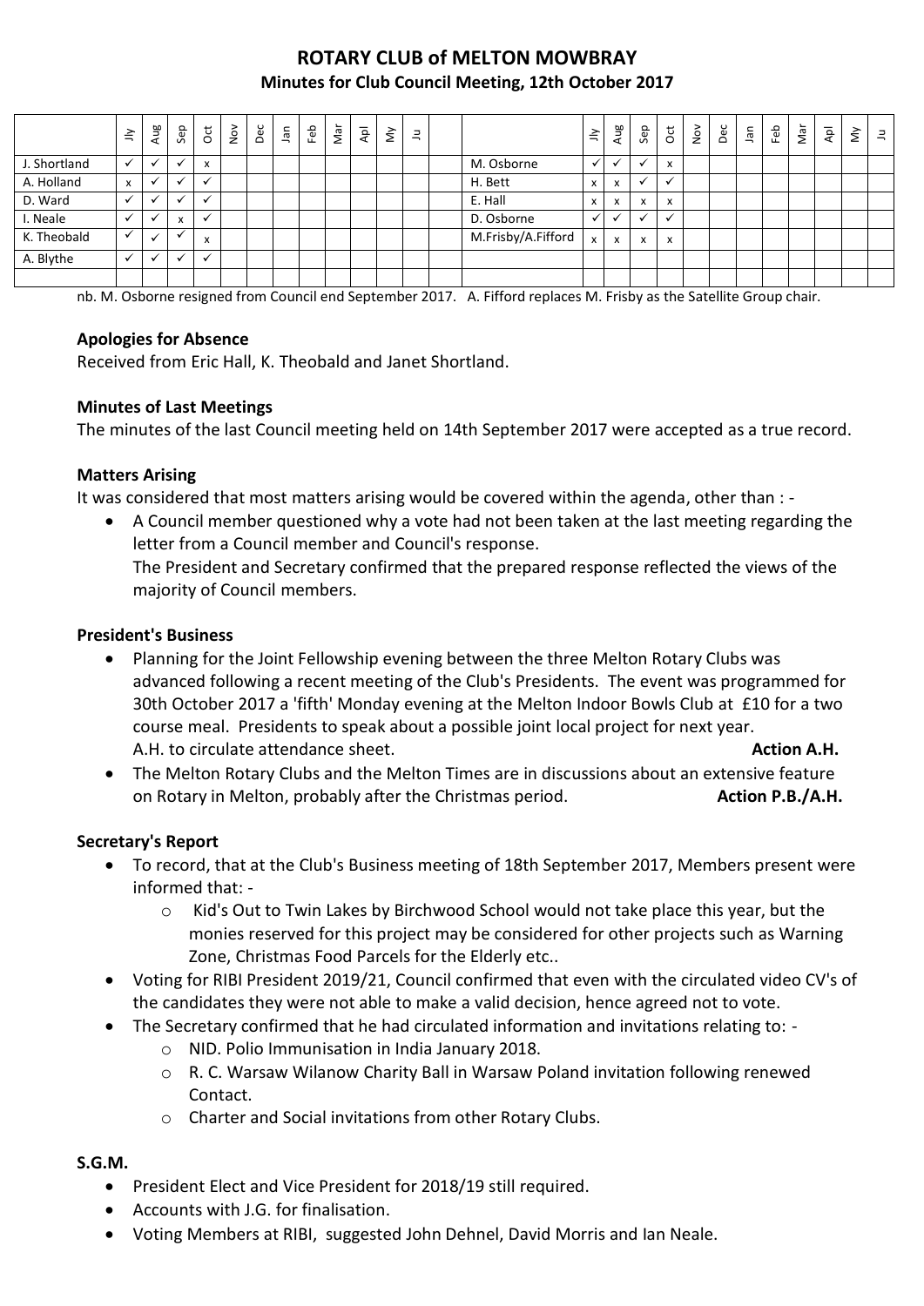# ROTARY CLUB of MELTON MOWBRAY

## Minutes for Club Council Meeting, 12th October 2017

| | Jly | Aug | Sep | Oct | Nov | Dec | Jan | Feb | Mar | Apl | My | Ju | | | Jly | Aug | Sep | Oct | Nov | Dec | Jan | Feb | Mar | Apl | My | Ju |
|---|---|---|---|---|---|---|---|---|---|---|---|---|---|---|---|---|---|---|---|---|---|---|---|---|---|---|
| J. Shortland | ✓ | ✓ | ✓ | x | | | | | | | | | | M. Osborne | ✓ | ✓ | ✓ | x | | | | | | | | |
| A. Holland | x | ✓ | ✓ | ✓ | | | | | | | | | | H. Bett | x | x | ✓ | ✓ | | | | | | | | |
| D. Ward | ✓ | ✓ | ✓ | ✓ | | | | | | | | | | E. Hall | x | x | x | x | | | | | | | | |
| I. Neale | ✓ | ✓ | x | ✓ | | | | | | | | | | D. Osborne | ✓ | ✓ | ✓ | ✓ | | | | | | | | |
| K. Theobald | ✓ | ✓ | ✓ | x | | | | | | | | | | M.Frisby/A.Fifford | x | x | x | x | | | | | | | | |
| A. Blythe | ✓ | ✓ | ✓ | ✓ | | | | | | | | | | | | | | | | | | | | | | |

nb. M. Osborne resigned from Council end September 2017. A. Fifford replaces M. Frisby as the Satellite Group chair.

### Apologies for Absence

Received from Eric Hall, K. Theobald and Janet Shortland.

### Minutes of Last Meetings

The minutes of the last Council meeting held on 14th September 2017 were accepted as a true record.

### Matters Arising

It was considered that most matters arising would be covered within the agenda, other than : -

- A Council member questioned why a vote had not been taken at the last meeting regarding the letter from a Council member and Council's response.
  The President and Secretary confirmed that the prepared response reflected the views of the majority of Council members.

### President's Business

- Planning for the Joint Fellowship evening between the three Melton Rotary Clubs was advanced following a recent meeting of the Club's Presidents. The event was programmed for 30th October 2017 a 'fifth' Monday evening at the Melton Indoor Bowls Club at £10 for a two course meal. Presidents to speak about a possible joint local project for next year.
  A.H. to circulate attendance sheet. **Action A.H.**
- The Melton Rotary Clubs and the Melton Times are in discussions about an extensive feature on Rotary in Melton, probably after the Christmas period. **Action P.B./A.H.**

### Secretary's Report

- To record, that at the Club's Business meeting of 18th September 2017, Members present were informed that: -
  - Kid's Out to Twin Lakes by Birchwood School would not take place this year, but the monies reserved for this project may be considered for other projects such as Warning Zone, Christmas Food Parcels for the Elderly etc..
- Voting for RIBI President 2019/21, Council confirmed that even with the circulated video CV's of the candidates they were not able to make a valid decision, hence agreed not to vote.
- The Secretary confirmed that he had circulated information and invitations relating to: -
  - NID. Polio Immunisation in India January 2018.
  - R. C. Warsaw Wilanow Charity Ball in Warsaw Poland invitation following renewed Contact.
  - Charter and Social invitations from other Rotary Clubs.

### S.G.M.

- President Elect and Vice President for 2018/19 still required.
- Accounts with J.G. for finalisation.
- Voting Members at RIBI, suggested John Dehnel, David Morris and Ian Neale.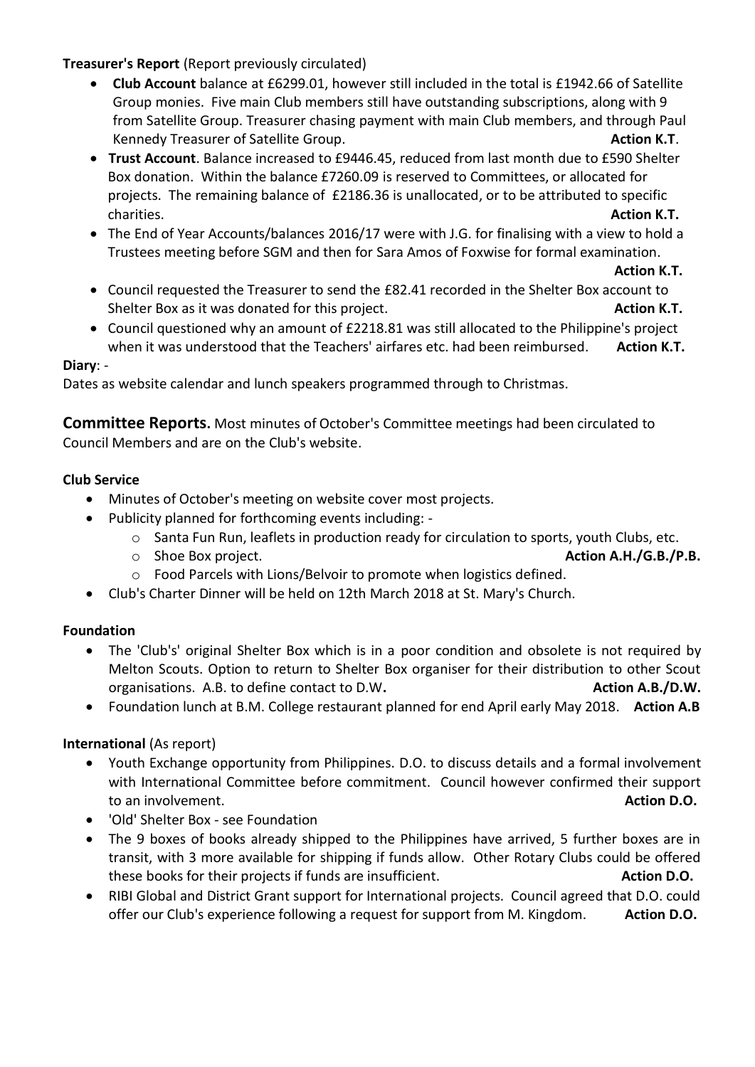**Treasurer's Report** (Report previously circulated)

- **Club Account** balance at £6299.01, however still included in the total is £1942.66 of Satellite Group monies. Five main Club members still have outstanding subscriptions, along with 9 from Satellite Group. Treasurer chasing payment with main Club members, and through Paul Kennedy Treasurer of Satellite Group. **Action K.T**.
- **Trust Account**. Balance increased to £9446.45, reduced from last month due to £590 Shelter Box donation. Within the balance £7260.09 is reserved to Committees, or allocated for projects. The remaining balance of £2186.36 is unallocated, or to be attributed to specific charities. **Action K.T.**
- The End of Year Accounts/balances 2016/17 were with J.G. for finalising with a view to hold a Trustees meeting before SGM and then for Sara Amos of Foxwise for formal examination. **Action K.T.**
- Council requested the Treasurer to send the £82.41 recorded in the Shelter Box account to Shelter Box as it was donated for this project. **Action K.T.**
- Council questioned why an amount of £2218.81 was still allocated to the Philippine's project when it was understood that the Teachers' airfares etc. had been reimbursed. **Action K.T.**

**Diary**: -

Dates as website calendar and lunch speakers programmed through to Christmas.

## Committee Reports.

Most minutes of October's Committee meetings had been circulated to Council Members and are on the Club's website.

**Club Service**

- Minutes of October's meeting on website cover most projects.
- Publicity planned for forthcoming events including: -
  - Santa Fun Run, leaflets in production ready for circulation to sports, youth Clubs, etc.
  - Shoe Box project. **Action A.H./G.B./P.B.**
  - Food Parcels with Lions/Belvoir to promote when logistics defined.
- Club's Charter Dinner will be held on 12th March 2018 at St. Mary's Church.

**Foundation**

- The 'Club's' original Shelter Box which is in a poor condition and obsolete is not required by Melton Scouts. Option to return to Shelter Box organiser for their distribution to other Scout organisations. A.B. to define contact to D.W**.** **Action A.B./D.W.**
- Foundation lunch at B.M. College restaurant planned for end April early May 2018. **Action A.B**

**International** (As report)

- Youth Exchange opportunity from Philippines. D.O. to discuss details and a formal involvement with International Committee before commitment. Council however confirmed their support to an involvement. **Action D.O.**
- 'Old' Shelter Box - see Foundation
- The 9 boxes of books already shipped to the Philippines have arrived, 5 further boxes are in transit, with 3 more available for shipping if funds allow. Other Rotary Clubs could be offered these books for their projects if funds are insufficient. **Action D.O.**
- RIBI Global and District Grant support for International projects. Council agreed that D.O. could offer our Club's experience following a request for support from M. Kingdom. **Action D.O.**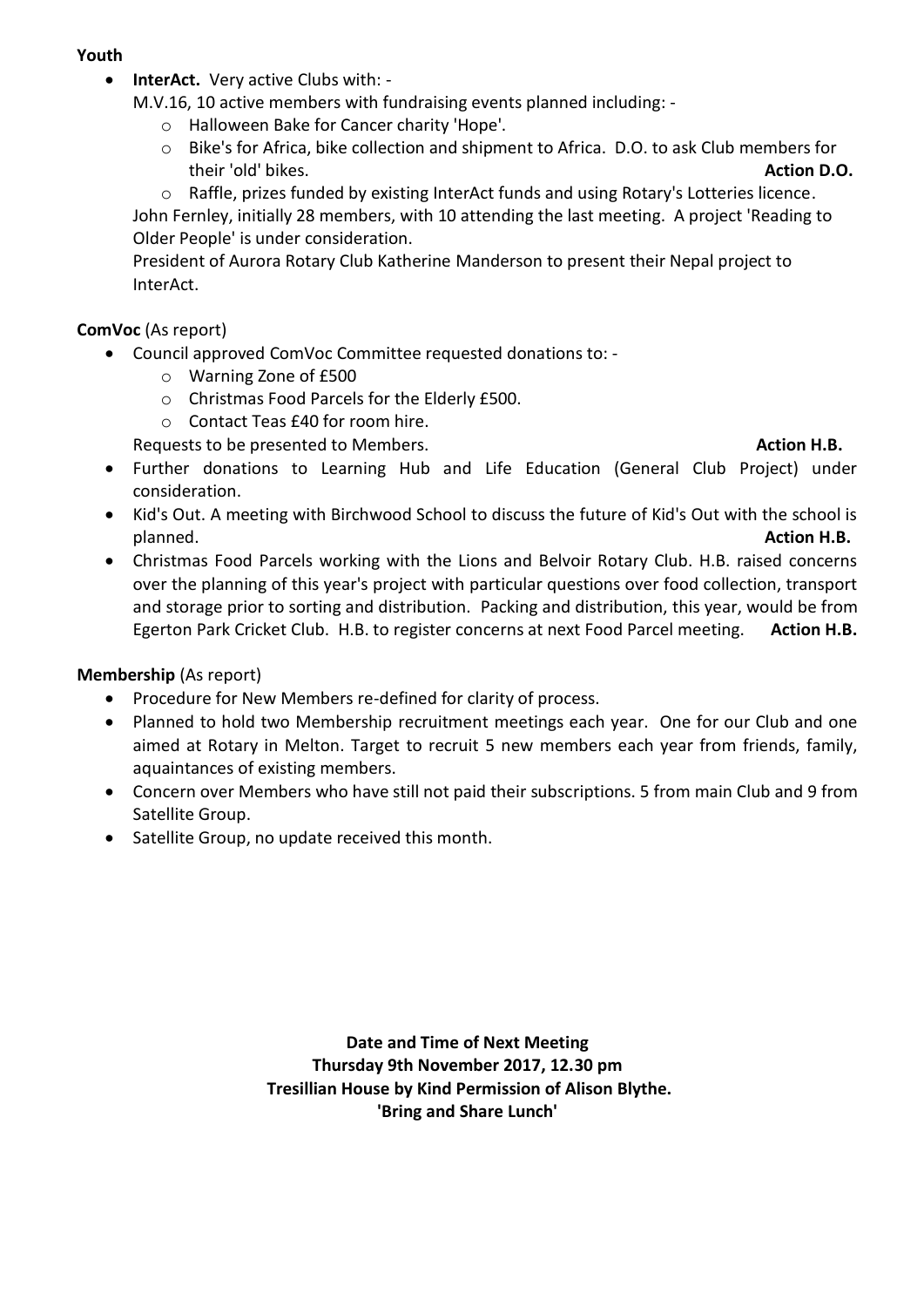**Youth**

- **InterAct.** Very active Clubs with: -
  M.V.16, 10 active members with fundraising events planned including: -
    - Halloween Bake for Cancer charity 'Hope'.
    - Bike's for Africa, bike collection and shipment to Africa. D.O. to ask Club members for their 'old' bikes. **Action D.O.**
    - Raffle, prizes funded by existing InterAct funds and using Rotary's Lotteries licence.

  John Fernley, initially 28 members, with 10 attending the last meeting. A project 'Reading to Older People' is under consideration.

  President of Aurora Rotary Club Katherine Manderson to present their Nepal project to InterAct.

**ComVoc** (As report)

- Council approved ComVoc Committee requested donations to: -
    - Warning Zone of £500
    - Christmas Food Parcels for the Elderly £500.
    - Contact Teas £40 for room hire.

  Requests to be presented to Members. **Action H.B.**
- Further donations to Learning Hub and Life Education (General Club Project) under consideration.
- Kid's Out. A meeting with Birchwood School to discuss the future of Kid's Out with the school is planned. **Action H.B.**
- Christmas Food Parcels working with the Lions and Belvoir Rotary Club. H.B. raised concerns over the planning of this year's project with particular questions over food collection, transport and storage prior to sorting and distribution. Packing and distribution, this year, would be from Egerton Park Cricket Club. H.B. to register concerns at next Food Parcel meeting. **Action H.B.**

**Membership** (As report)

- Procedure for New Members re-defined for clarity of process.
- Planned to hold two Membership recruitment meetings each year. One for our Club and one aimed at Rotary in Melton. Target to recruit 5 new members each year from friends, family, aquaintances of existing members.
- Concern over Members who have still not paid their subscriptions. 5 from main Club and 9 from Satellite Group.
- Satellite Group, no update received this month.

**Date and Time of Next Meeting**
**Thursday 9th November 2017, 12.30 pm**
**Tresillian House by Kind Permission of Alison Blythe.**
**'Bring and Share Lunch'**